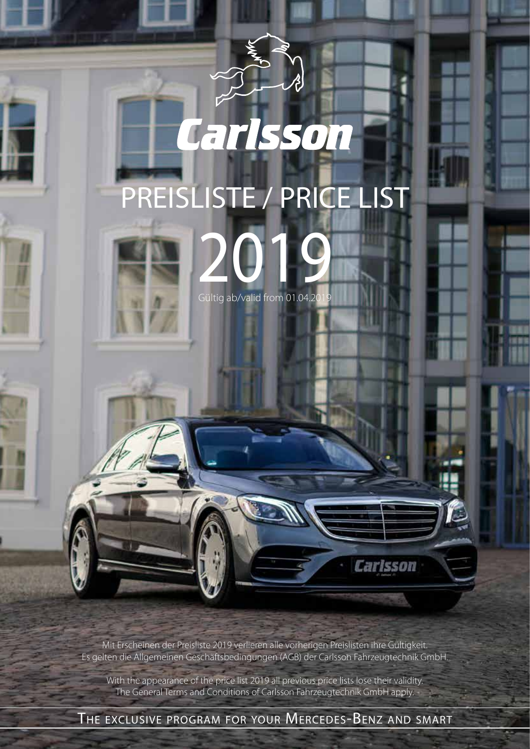# Carlsson

# PREISLISTE / PRICE LIST

# 2019

Gültig ab/valid from 01.04.2019

Mit Erscheinen der Preisliste 2019 verlieren alle vorherigen Preislisten ihre Gültigkeit.
Es gelten die Allgemeinen Geschäftsbedingungen (AGB) der Carlsson Fahrzeugtechnik GmbH.

With the appearance of the price list 2019 all previous price lists lose their validity.
The General Terms and Conditions of Carlsson Fahrzeugtechnik GmbH apply.

THE EXCLUSIVE PROGRAM FOR YOUR MERCEDES-BENZ AND SMART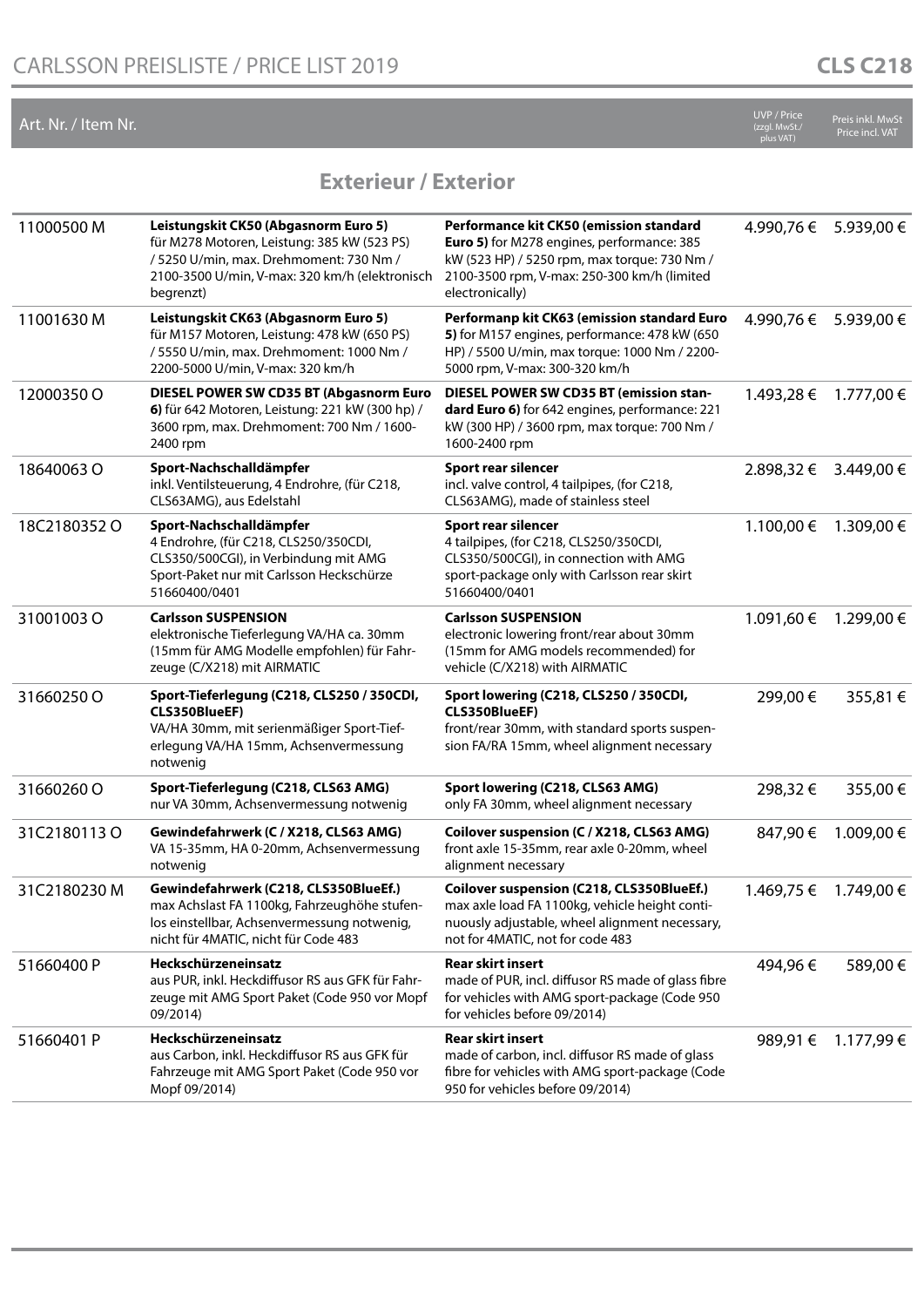## Exterieur / Exterior

| Art. Nr. / Item Nr. | | | UVP / Price (zzgl. MwSt./ plus VAT) | Preis inkl. MwSt Price incl. VAT |
|---|---|---|---|---|
| 11000500 M | **Leistungskit CK50 (Abgasnorm Euro 5)** für M278 Motoren, Leistung: 385 kW (523 PS) / 5250 U/min, max. Drehmoment: 730 Nm / 2100-3500 U/min, V-max: 320 km/h (elektronisch begrenzt) | **Performance kit CK50 (emission standard Euro 5)** for M278 engines, performance: 385 kW (523 HP) / 5250 rpm, max torque: 730 Nm / 2100-3500 rpm, V-max: 250-300 km/h (limited electronically) | 4.990,76 € | 5.939,00 € |
| 11001630 M | **Leistungskit CK63 (Abgasnorm Euro 5)** für M157 Motoren, Leistung: 478 kW (650 PS) / 5550 U/min, max. Drehmoment: 1000 Nm / 2200-5000 U/min, V-max: 320 km/h | **Performanp kit CK63 (emission standard Euro 5)** for M157 engines, performance: 478 kW (650 HP) / 5500 U/min, max torque: 1000 Nm / 2200-5000 rpm, V-max: 300-320 km/h | 4.990,76 € | 5.939,00 € |
| 12000350 O | **DIESEL POWER SW CD35 BT (Abgasnorm Euro 6)** für 642 Motoren, Leistung: 221 kW (300 hp) / 3600 rpm, max. Drehmoment: 700 Nm / 1600-2400 rpm | **DIESEL POWER SW CD35 BT (emission standard Euro 6)** for 642 engines, performance: 221 kW (300 HP) / 3600 rpm, max torque: 700 Nm / 1600-2400 rpm | 1.493,28 € | 1.777,00 € |
| 18640063 O | **Sport-Nachschalldämpfer** inkl. Ventilsteuerung, 4 Endrohre, (für C218, CLS63AMG), aus Edelstahl | **Sport rear silencer** incl. valve control, 4 tailpipes, (for C218, CLS63AMG), made of stainless steel | 2.898,32 € | 3.449,00 € |
| 18C2180352 O | **Sport-Nachschalldämpfer** 4 Endrohre, (für C218, CLS250/350CDI, CLS350/500CGI), in Verbindung mit AMG Sport-Paket nur mit Carlsson Heckschürze 51660400/0401 | **Sport rear silencer** 4 tailpipes, (for C218, CLS250/350CDI, CLS350/500CGI), in connection with AMG sport-package only with Carlsson rear skirt 51660400/0401 | 1.100,00 € | 1.309,00 € |
| 31001003 O | **Carlsson SUSPENSION** elektronische Tieferlegung VA/HA ca. 30mm (15mm für AMG Modelle empfohlen) für Fahrzeuge (C/X218) mit AIRMATIC | **Carlsson SUSPENSION** electronic lowering front/rear about 30mm (15mm for AMG models recommended) for vehicle (C/X218) with AIRMATIC | 1.091,60 € | 1.299,00 € |
| 31660250 O | **Sport-Tieferlegung (C218, CLS250 / 350CDI, CLS350BlueEF)** VA/HA 30mm, mit serienmäßiger Sport-Tieferlegung VA/HA 15mm, Achsenvermessung notwenig | **Sport lowering (C218, CLS250 / 350CDI, CLS350BlueEF)** front/rear 30mm, with standard sports suspension FA/RA 15mm, wheel alignment necessary | 299,00 € | 355,81 € |
| 31660260 O | **Sport-Tieferlegung (C218, CLS63 AMG)** nur VA 30mm, Achsenvermessung notwenig | **Sport lowering (C218, CLS63 AMG)** only FA 30mm, wheel alignment necessary | 298,32 € | 355,00 € |
| 31C2180113 O | **Gewindefahrwerk (C / X218, CLS63 AMG)** VA 15-35mm, HA 0-20mm, Achsenvermessung notwenig | **Coilover suspension (C / X218, CLS63 AMG)** front axle 15-35mm, rear axle 0-20mm, wheel alignment necessary | 847,90 € | 1.009,00 € |
| 31C2180230 M | **Gewindefahrwerk (C218, CLS350BlueEf.)** max Achslast FA 1100kg, Fahrzeughöhe stufenlos einstellbar, Achsenvermessung notwenig, nicht für 4MATIC, nicht für Code 483 | **Coilover suspension (C218, CLS350BlueEf.)** max axle load FA 1100kg, vehicle height continuously adjustable, wheel alignment necessary, not for 4MATIC, not for code 483 | 1.469,75 € | 1.749,00 € |
| 51660400 P | **Heckschürzeneinsatz** aus PUR, inkl. Heckdiffusor RS aus GFK für Fahrzeuge mit AMG Sport Paket (Code 950 vor Mopf 09/2014) | **Rear skirt insert** made of PUR, incl. diffusor RS made of glass fibre for vehicles with AMG sport-package (Code 950 for vehicles before 09/2014) | 494,96 € | 589,00 € |
| 51660401 P | **Heckschürzeneinsatz** aus Carbon, inkl. Heckdiffusor RS aus GFK für Fahrzeuge mit AMG Sport Paket (Code 950 vor Mopf 09/2014) | **Rear skirt insert** made of carbon, incl. diffusor RS made of glass fibre for vehicles with AMG sport-package (Code 950 for vehicles before 09/2014) | 989,91 € | 1.177,99 € |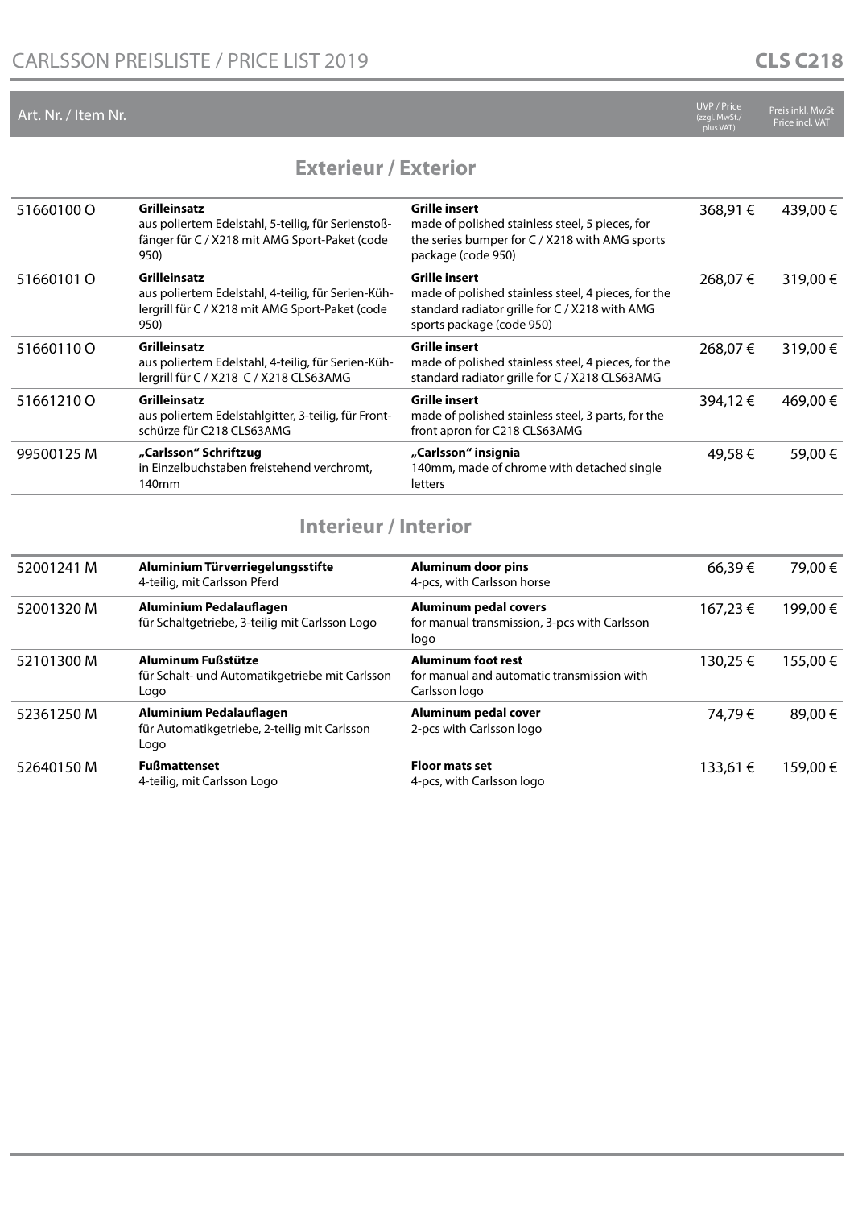## Exterieur / Exterior

| Art. Nr. / Item Nr. | | | UVP / Price (zzgl. MwSt./ plus VAT) | Preis inkl. MwSt Price incl. VAT |
|---|---|---|---|---|
| 51660100 O | **Grilleinsatz** aus poliertem Edelstahl, 5-teilig, für Serienstoßfänger für C / X218 mit AMG Sport-Paket (code 950) | **Grille insert** made of polished stainless steel, 5 pieces, for the series bumper for C / X218 with AMG sports package (code 950) | 368,91 € | 439,00 € |
| 51660101 O | **Grilleinsatz** aus poliertem Edelstahl, 4-teilig, für Serien-Kühlergrill für C / X218 mit AMG Sport-Paket (code 950) | **Grille insert** made of polished stainless steel, 4 pieces, for the standard radiator grille for C / X218 with AMG sports package (code 950) | 268,07 € | 319,00 € |
| 51660110 O | **Grilleinsatz** aus poliertem Edelstahl, 4-teilig, für Serien-Kühlergrill für C / X218 C / X218 CLS63AMG | **Grille insert** made of polished stainless steel, 4 pieces, for the standard radiator grille for C / X218 CLS63AMG | 268,07 € | 319,00 € |
| 51661210 O | **Grilleinsatz** aus poliertem Edelstahlgitter, 3-teilig, für Frontschürze für C218 CLS63AMG | **Grille insert** made of polished stainless steel, 3 parts, for the front apron for C218 CLS63AMG | 394,12 € | 469,00 € |
| 99500125 M | **„Carlsson" Schriftzug** in Einzelbuchstaben freistehend verchromt, 140mm | **„Carlsson" insignia** 140mm, made of chrome with detached single letters | 49,58 € | 59,00 € |

## Interieur / Interior

| Art. Nr. / Item Nr. | | | UVP / Price (zzgl. MwSt./ plus VAT) | Preis inkl. MwSt Price incl. VAT |
|---|---|---|---|---|
| 52001241 M | **Aluminium Türverriegelungsstifte** 4-teilig, mit Carlsson Pferd | **Aluminum door pins** 4-pcs, with Carlsson horse | 66,39 € | 79,00 € |
| 52001320 M | **Aluminium Pedalauflagen** für Schaltgetriebe, 3-teilig mit Carlsson Logo | **Aluminum pedal covers** for manual transmission, 3-pcs with Carlsson logo | 167,23 € | 199,00 € |
| 52101300 M | **Aluminum Fußstütze** für Schalt- und Automatikgetriebe mit Carlsson Logo | **Aluminum foot rest** for manual and automatic transmission with Carlsson logo | 130,25 € | 155,00 € |
| 52361250 M | **Aluminium Pedalauflagen** für Automatikgetriebe, 2-teilig mit Carlsson Logo | **Aluminum pedal cover** 2-pcs with Carlsson logo | 74,79 € | 89,00 € |
| 52640150 M | **Fußmattenset** 4-teilig, mit Carlsson Logo | **Floor mats set** 4-pcs, with Carlsson logo | 133,61 € | 159,00 € |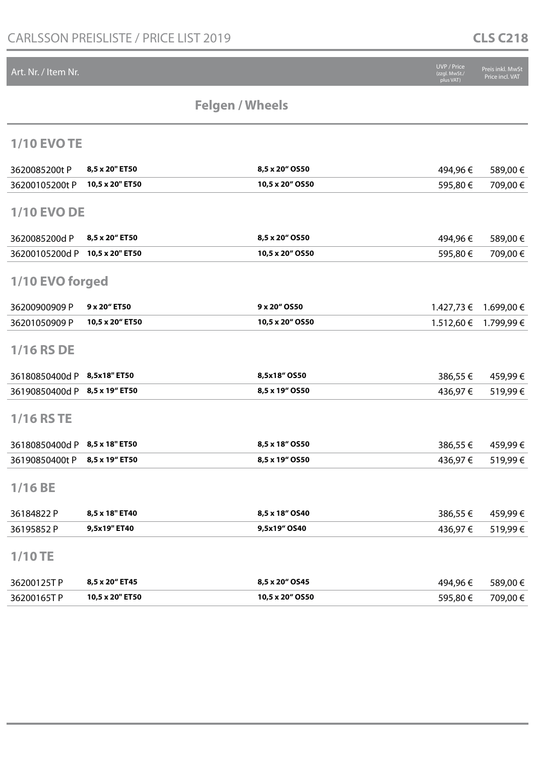CARLSSON PREISLISTE / PRICE LIST 2019 — **CLS C218**

## Felgen / Wheels

| Art. Nr. / Item Nr. | | | UVP / Price (zzgl. MwSt./ plus VAT) | Preis inkl. MwSt Price incl. VAT |
|---|---|---|---|---|
| **1/10 EVO TE** | | | | |
| 3620085200t P | **8,5 x 20" ET50** | **8,5 x 20" OS50** | 494,96 € | 589,00 € |
| 36200105200t P | **10,5 x 20" ET50** | **10,5 x 20" OS50** | 595,80 € | 709,00 € |
| **1/10 EVO DE** | | | | |
| 3620085200d P | **8,5 x 20" ET50** | **8,5 x 20" OS50** | 494,96 € | 589,00 € |
| 36200105200d P | **10,5 x 20" ET50** | **10,5 x 20" OS50** | 595,80 € | 709,00 € |
| **1/10 EVO forged** | | | | |
| 36200900909 P | **9 x 20" ET50** | **9 x 20" OS50** | 1.427,73 € | 1.699,00 € |
| 36201050909 P | **10,5 x 20" ET50** | **10,5 x 20" OS50** | 1.512,60 € | 1.799,99 € |
| **1/16 RS DE** | | | | |
| 36180850400d P | **8,5x18" ET50** | **8,5x18" OS50** | 386,55 € | 459,99 € |
| 36190850400d P | **8,5 x 19" ET50** | **8,5 x 19" OS50** | 436,97 € | 519,99 € |
| **1/16 RS TE** | | | | |
| 36180850400d P | **8,5 x 18" ET50** | **8,5 x 18" OS50** | 386,55 € | 459,99 € |
| 36190850400t P | **8,5 x 19" ET50** | **8,5 x 19" OS50** | 436,97 € | 519,99 € |
| **1/16 BE** | | | | |
| 36184822 P | **8,5 x 18" ET40** | **8,5 x 18" OS40** | 386,55 € | 459,99 € |
| 36195852 P | **9,5x19" ET40** | **9,5x19" OS40** | 436,97 € | 519,99 € |
| **1/10 TE** | | | | |
| 36200125T P | **8,5 x 20" ET45** | **8,5 x 20" OS45** | 494,96 € | 589,00 € |
| 36200165T P | **10,5 x 20" ET50** | **10,5 x 20" OS50** | 595,80 € | 709,00 € |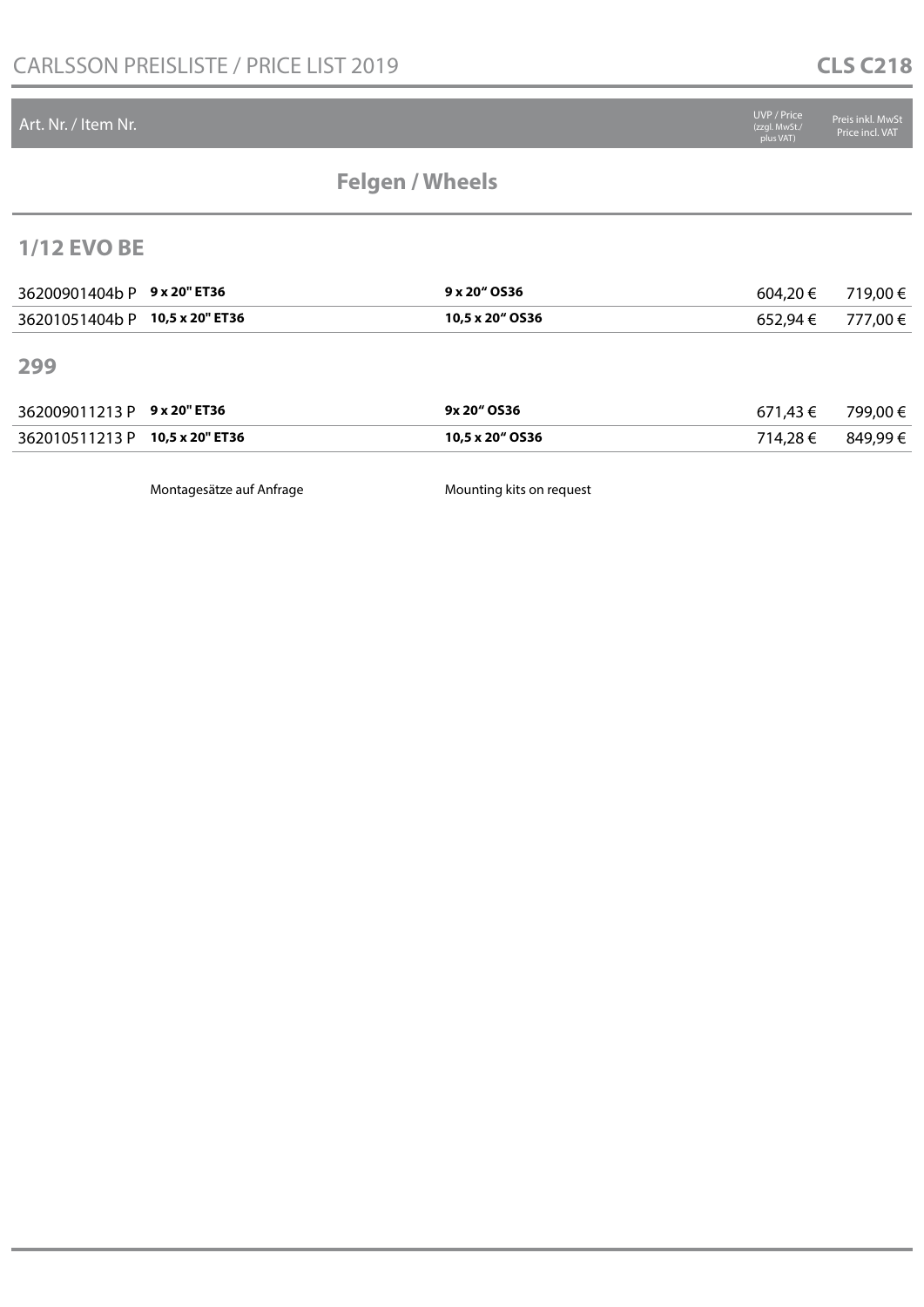| Art. Nr. / Item Nr. | | | UVP / Price (zzgl. MwSt./ plus VAT) | Preis inkl. MwSt Price incl. VAT |
|---|---|---|---|---|

## Felgen / Wheels

### 1/12 EVO BE

| | | | | |
|---|---|---|---|---|
| 36200901404b P | **9 x 20" ET36** | **9 x 20" OS36** | 604,20 € | 719,00 € |
| 36201051404b P | **10,5 x 20" ET36** | **10,5 x 20" OS36** | 652,94 € | 777,00 € |

### 299

| | | | | |
|---|---|---|---|---|
| 362009011213 P | **9 x 20" ET36** | **9x 20" OS36** | 671,43 € | 799,00 € |
| 362010511213 P | **10,5 x 20" ET36** | **10,5 x 20" OS36** | 714,28 € | 849,99 € |

Montagesätze auf Anfrage — Mounting kits on request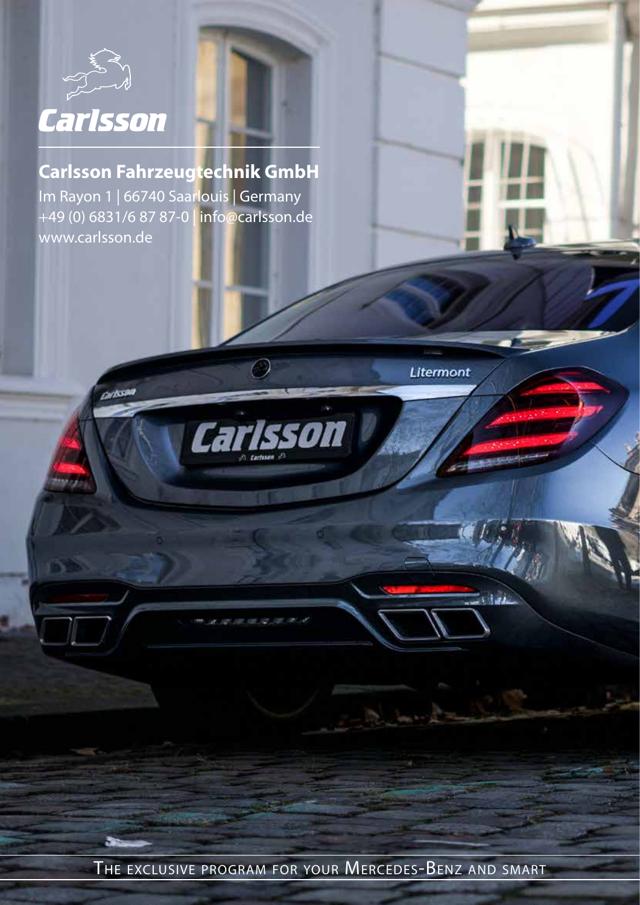Carlsson

**Carlsson Fahrzeugtechnik GmbH**

Im Rayon 1 | 66740 Saarlouis | Germany
+49 (0) 6831/6 87 87-0 | info@carlsson.de
www.carlsson.de

THE EXCLUSIVE PROGRAM FOR YOUR MERCEDES-BENZ AND SMART